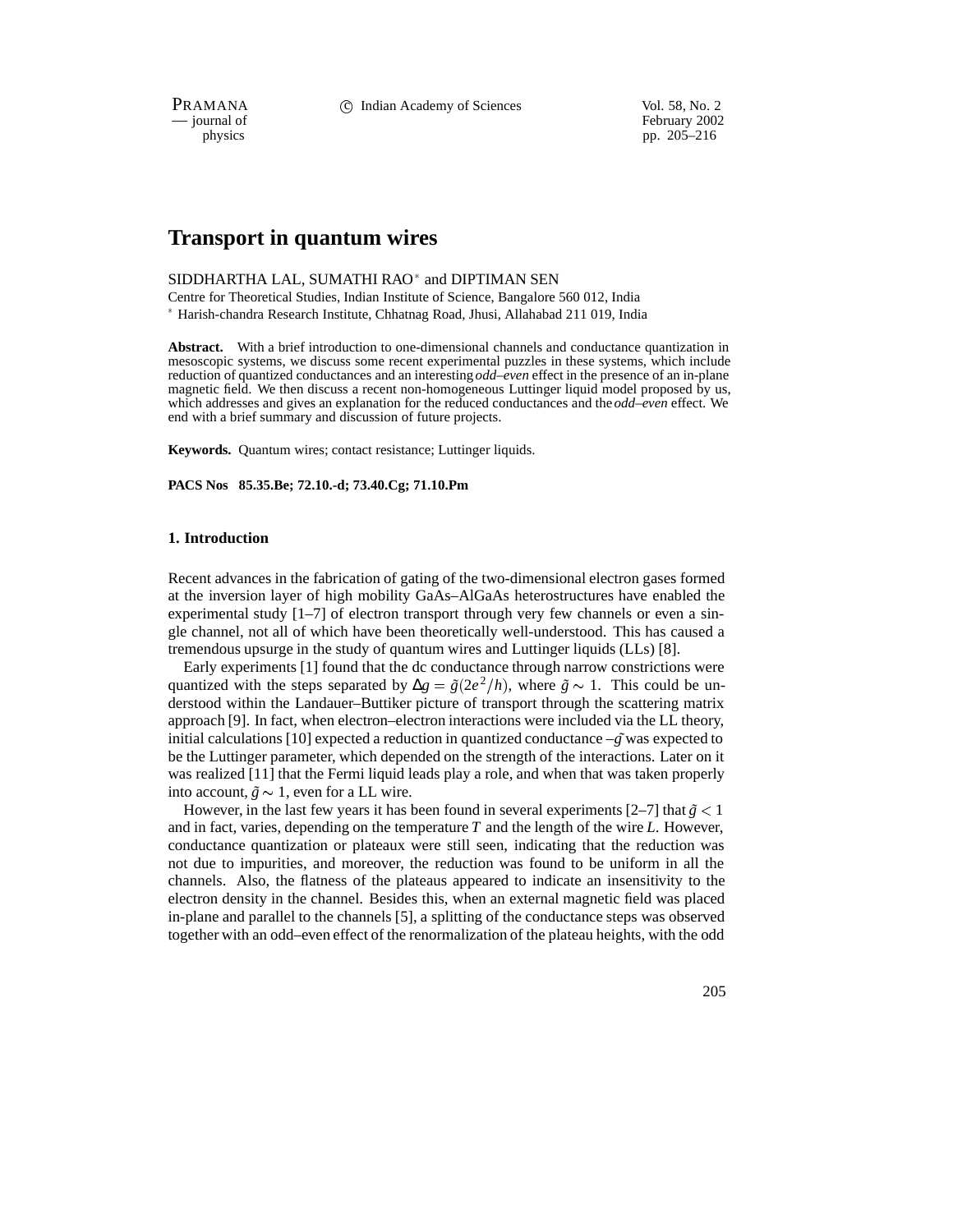# Transport in quantum wires

SIDDHARTHA LAL, SUMATHI RAO[*] and DIPTIMAN SEN

Centre for Theoretical Studies, Indian Institute of Science, Bangalore 560 012, India

[*] Harish-chandra Research Institute, Chhatnag Road, Jhusi, Allahabad 211 019, India

**Abstract.** With a brief introduction to one-dimensional channels and conductance quantization in mesoscopic systems, we discuss some recent experimental puzzles in these systems, which include reduction of quantized conductances and an interesting *odd–even* effect in the presence of an in-plane magnetic field. We then discuss a recent non-homogeneous Luttinger liquid model proposed by us, which addresses and gives an explanation for the reduced conductances and the *odd–even* effect. We end with a brief summary and discussion of future projects.

**Keywords.** Quantum wires; contact resistance; Luttinger liquids.

**PACS Nos 85.35.Be; 72.10.-d; 73.40.Cg; 71.10.Pm**

## 1. Introduction

Recent advances in the fabrication of gating of the two-dimensional electron gases formed at the inversion layer of high mobility GaAs–AlGaAs heterostructures have enabled the experimental study [1–7] of electron transport through very few channels or even a single channel, not all of which have been theoretically well-understood. This has caused a tremendous upsurge in the study of quantum wires and Luttinger liquids (LLs) [8].

Early experiments [1] found that the dc conductance through narrow constrictions were quantized with the steps separated by $\Delta g = \tilde{g}(2e^2/h)$, where $\tilde{g} \sim 1$. This could be understood within the Landauer–Buttiker picture of transport through the scattering matrix approach [9]. In fact, when electron–electron interactions were included via the LL theory, initial calculations [10] expected a reduction in quantized conductance – $\tilde{g}$ was expected to be the Luttinger parameter, which depended on the strength of the interactions. Later on it was realized [11] that the Fermi liquid leads play a role, and when that was taken properly into account, $\tilde{g} \sim 1$, even for a LL wire.

However, in the last few years it has been found in several experiments [2–7] that $\tilde{g} < 1$ and in fact, varies, depending on the temperature $T$ and the length of the wire $L$. However, conductance quantization or plateaux were still seen, indicating that the reduction was not due to impurities, and moreover, the reduction was found to be uniform in all the channels. Also, the flatness of the plateaus appeared to indicate an insensitivity to the electron density in the channel. Besides this, when an external magnetic field was placed in-plane and parallel to the channels [5], a splitting of the conductance steps was observed together with an odd–even effect of the renormalization of the plateau heights, with the odd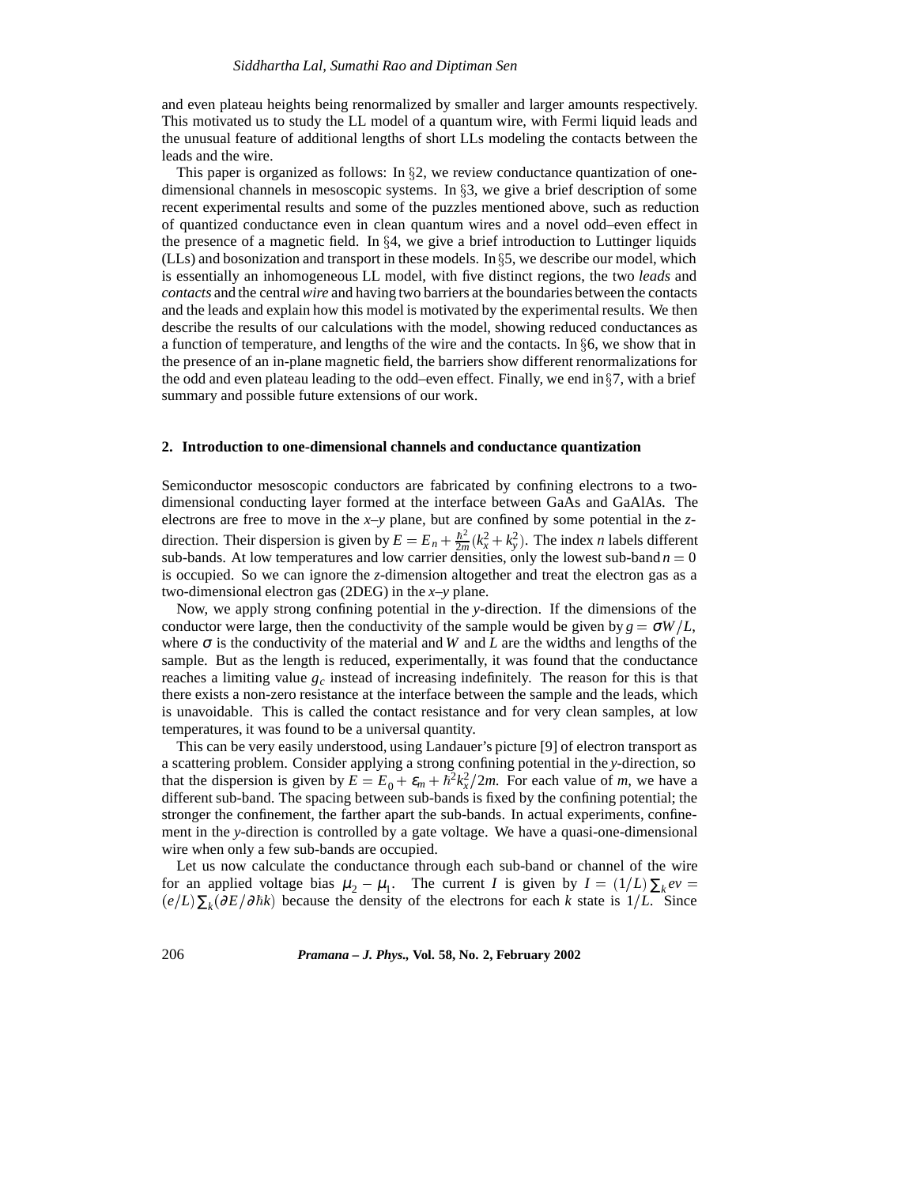and even plateau heights being renormalized by smaller and larger amounts respectively. This motivated us to study the LL model of a quantum wire, with Fermi liquid leads and the unusual feature of additional lengths of short LLs modeling the contacts between the leads and the wire.

This paper is organized as follows: In §2, we review conductance quantization of one-dimensional channels in mesoscopic systems. In §3, we give a brief description of some recent experimental results and some of the puzzles mentioned above, such as reduction of quantized conductance even in clean quantum wires and a novel odd–even effect in the presence of a magnetic field. In §4, we give a brief introduction to Luttinger liquids (LLs) and bosonization and transport in these models. In §5, we describe our model, which is essentially an inhomogeneous LL model, with five distinct regions, the two *leads* and *contacts* and the central *wire* and having two barriers at the boundaries between the contacts and the leads and explain how this model is motivated by the experimental results. We then describe the results of our calculations with the model, showing reduced conductances as a function of temperature, and lengths of the wire and the contacts. In §6, we show that in the presence of an in-plane magnetic field, the barriers show different renormalizations for the odd and even plateau leading to the odd–even effect. Finally, we end in §7, with a brief summary and possible future extensions of our work.

## 2. Introduction to one-dimensional channels and conductance quantization

Semiconductor mesoscopic conductors are fabricated by confining electrons to a two-dimensional conducting layer formed at the interface between GaAs and GaAlAs. The electrons are free to move in the $x$–$y$ plane, but are confined by some potential in the $z$-direction. Their dispersion is given by $E = E_n + \frac{\hbar^2}{2m}(k_x^2 + k_y^2)$. The index $n$ labels different sub-bands. At low temperatures and low carrier densities, only the lowest sub-band $n = 0$ is occupied. So we can ignore the $z$-dimension altogether and treat the electron gas as a two-dimensional electron gas (2DEG) in the $x$–$y$ plane.

Now, we apply strong confining potential in the $y$-direction. If the dimensions of the conductor were large, then the conductivity of the sample would be given by $g = \sigma W/L$, where $\sigma$ is the conductivity of the material and $W$ and $L$ are the widths and lengths of the sample. But as the length is reduced, experimentally, it was found that the conductance reaches a limiting value $g_c$ instead of increasing indefinitely. The reason for this is that there exists a non-zero resistance at the interface between the sample and the leads, which is unavoidable. This is called the contact resistance and for very clean samples, at low temperatures, it was found to be a universal quantity.

This can be very easily understood, using Landauer's picture [9] of electron transport as a scattering problem. Consider applying a strong confining potential in the $y$-direction, so that the dispersion is given by $E = E_0 + \varepsilon_m + \hbar^2 k_x^2/2m$. For each value of $m$, we have a different sub-band. The spacing between sub-bands is fixed by the confining potential; the stronger the confinement, the farther apart the sub-bands. In actual experiments, confinement in the $y$-direction is controlled by a gate voltage. We have a quasi-one-dimensional wire when only a few sub-bands are occupied.

Let us now calculate the conductance through each sub-band or channel of the wire for an applied voltage bias $\mu_2 - \mu_1$. The current $I$ is given by $I = (1/L)\sum_k ev = (e/L)\sum_k(\partial E/\partial \hbar k)$ because the density of the electrons for each $k$ state is $1/L$. Since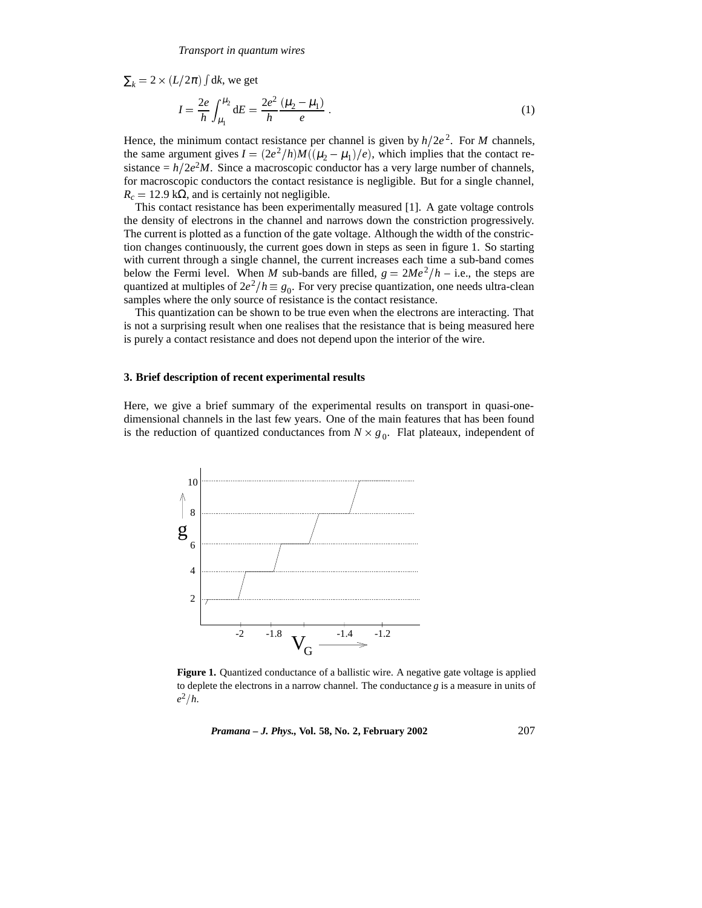$\sum_k = 2 \times (L/2\pi) \int \mathrm{d}k$, we get

$$I = \frac{2e}{h} \int_{\mu_1}^{\mu_2} \mathrm{d}E = \frac{2e^2}{h} \frac{(\mu_2 - \mu_1)}{e} \, . \tag{1}$$

Hence, the minimum contact resistance per channel is given by $h/2e^2$. For $M$ channels, the same argument gives $I = (2e^2/h)M((\mu_2 - \mu_1)/e)$, which implies that the contact resistance = $h/2e^2M$. Since a macroscopic conductor has a very large number of channels, for macroscopic conductors the contact resistance is negligible. But for a single channel, $R_c = 12.9$ k$\Omega$, and is certainly not negligible.

This contact resistance has been experimentally measured [1]. A gate voltage controls the density of electrons in the channel and narrows down the constriction progressively. The current is plotted as a function of the gate voltage. Although the width of the constriction changes continuously, the current goes down in steps as seen in figure 1. So starting with current through a single channel, the current increases each time a sub-band comes below the Fermi level. When $M$ sub-bands are filled, $g = 2Me^2/h$ – i.e., the steps are quantized at multiples of $2e^2/h \equiv g_0$. For very precise quantization, one needs ultra-clean samples where the only source of resistance is the contact resistance.

This quantization can be shown to be true even when the electrons are interacting. That is not a surprising result when one realises that the resistance that is being measured here is purely a contact resistance and does not depend upon the interior of the wire.

### 3. Brief description of recent experimental results

Here, we give a brief summary of the experimental results on transport in quasi-one-dimensional channels in the last few years. One of the main features that has been found is the reduction of quantized conductances from $N \times g_0$. Flat plateaux, independent of

**Figure 1.** Quantized conductance of a ballistic wire. A negative gate voltage is applied to deplete the electrons in a narrow channel. The conductance $g$ is a measure in units of $e^2/h$.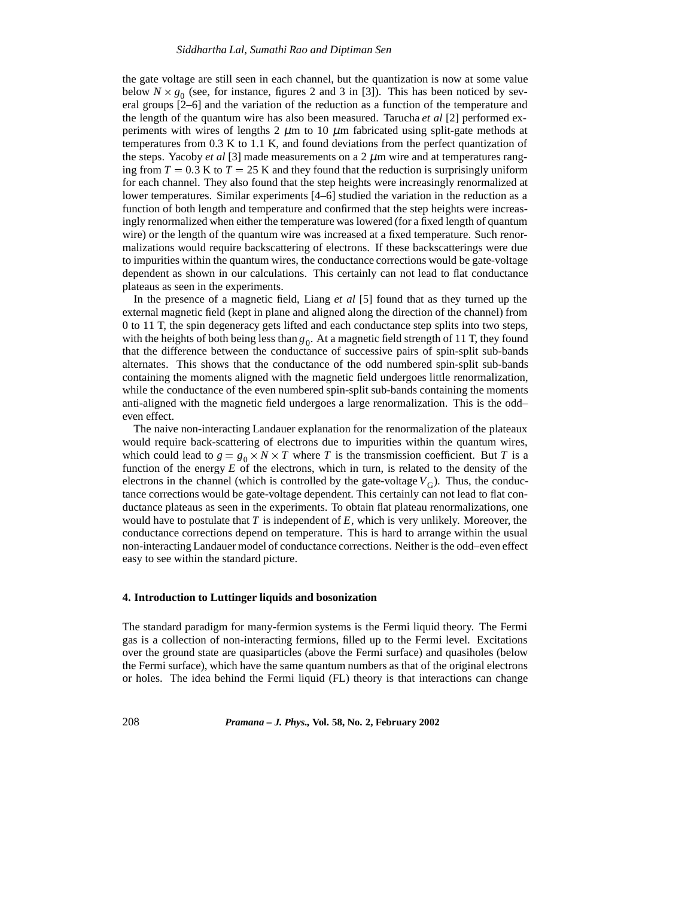the gate voltage are still seen in each channel, but the quantization is now at some value below $N \times g_0$ (see, for instance, figures 2 and 3 in [3]). This has been noticed by several groups [2–6] and the variation of the reduction as a function of the temperature and the length of the quantum wire has also been measured. Tarucha *et al* [2] performed experiments with wires of lengths 2 $\mu$m to 10 $\mu$m fabricated using split-gate methods at temperatures from 0.3 K to 1.1 K, and found deviations from the perfect quantization of the steps. Yacoby *et al* [3] made measurements on a 2 $\mu$m wire and at temperatures ranging from $T = 0.3$ K to $T = 25$ K and they found that the reduction is surprisingly uniform for each channel. They also found that the step heights were increasingly renormalized at lower temperatures. Similar experiments [4–6] studied the variation in the reduction as a function of both length and temperature and confirmed that the step heights were increasingly renormalized when either the temperature was lowered (for a fixed length of quantum wire) or the length of the quantum wire was increased at a fixed temperature. Such renormalizations would require backscattering of electrons. If these backscatterings were due to impurities within the quantum wires, the conductance corrections would be gate-voltage dependent as shown in our calculations. This certainly can not lead to flat conductance plateaus as seen in the experiments.

In the presence of a magnetic field, Liang *et al* [5] found that as they turned up the external magnetic field (kept in plane and aligned along the direction of the channel) from 0 to 11 T, the spin degeneracy gets lifted and each conductance step splits into two steps, with the heights of both being less than $g_0$. At a magnetic field strength of 11 T, they found that the difference between the conductance of successive pairs of spin-split sub-bands alternates. This shows that the conductance of the odd numbered spin-split sub-bands containing the moments aligned with the magnetic field undergoes little renormalization, while the conductance of the even numbered spin-split sub-bands containing the moments anti-aligned with the magnetic field undergoes a large renormalization. This is the odd–even effect.

The naive non-interacting Landauer explanation for the renormalization of the plateaux would require back-scattering of electrons due to impurities within the quantum wires, which could lead to $g = g_0 \times N \times T$ where $T$ is the transmission coefficient. But $T$ is a function of the energy $E$ of the electrons, which in turn, is related to the density of the electrons in the channel (which is controlled by the gate-voltage $V_G$). Thus, the conductance corrections would be gate-voltage dependent. This certainly can not lead to flat conductance plateaus as seen in the experiments. To obtain flat plateau renormalizations, one would have to postulate that $T$ is independent of $E$, which is very unlikely. Moreover, the conductance corrections depend on temperature. This is hard to arrange within the usual non-interacting Landauer model of conductance corrections. Neither is the odd–even effect easy to see within the standard picture.

### 4. Introduction to Luttinger liquids and bosonization

The standard paradigm for many-fermion systems is the Fermi liquid theory. The Fermi gas is a collection of non-interacting fermions, filled up to the Fermi level. Excitations over the ground state are quasiparticles (above the Fermi surface) and quasiholes (below the Fermi surface), which have the same quantum numbers as that of the original electrons or holes. The idea behind the Fermi liquid (FL) theory is that interactions can change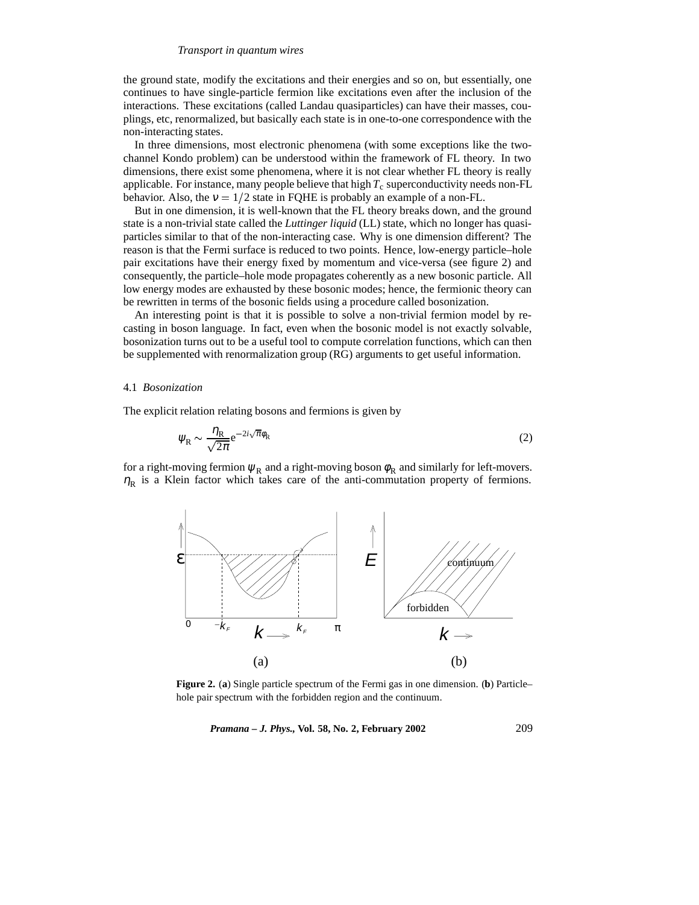the ground state, modify the excitations and their energies and so on, but essentially, one continues to have single-particle fermion like excitations even after the inclusion of the interactions. These excitations (called Landau quasiparticles) can have their masses, couplings, etc, renormalized, but basically each state is in one-to-one correspondence with the non-interacting states.

In three dimensions, most electronic phenomena (with some exceptions like the two-channel Kondo problem) can be understood within the framework of FL theory. In two dimensions, there exist some phenomena, where it is not clear whether FL theory is really applicable. For instance, many people believe that high $T_c$ superconductivity needs non-FL behavior. Also, the $\nu = 1/2$ state in FQHE is probably an example of a non-FL.

But in one dimension, it is well-known that the FL theory breaks down, and the ground state is a non-trivial state called the *Luttinger liquid* (LL) state, which no longer has quasiparticles similar to that of the non-interacting case. Why is one dimension different? The reason is that the Fermi surface is reduced to two points. Hence, low-energy particle–hole pair excitations have their energy fixed by momentum and vice-versa (see figure 2) and consequently, the particle–hole mode propagates coherently as a new bosonic particle. All low energy modes are exhausted by these bosonic modes; hence, the fermionic theory can be rewritten in terms of the bosonic fields using a procedure called bosonization.

An interesting point is that it is possible to solve a non-trivial fermion model by recasting in boson language. In fact, even when the bosonic model is not exactly solvable, bosonization turns out to be a useful tool to compute correlation functions, which can then be supplemented with renormalization group (RG) arguments to get useful information.

### 4.1 *Bosonization*

The explicit relation relating bosons and fermions is given by

$$\psi_R \sim \frac{\eta_R}{\sqrt{2\pi}} e^{-2i\sqrt{\pi}\phi_R} \tag{2}$$

for a right-moving fermion $\psi_R$ and a right-moving boson $\phi_R$ and similarly for left-movers. $\eta_R$ is a Klein factor which takes care of the anti-commutation property of fermions.

**Figure 2.** (**a**) Single particle spectrum of the Fermi gas in one dimension. (**b**) Particle–hole pair spectrum with the forbidden region and the continuum.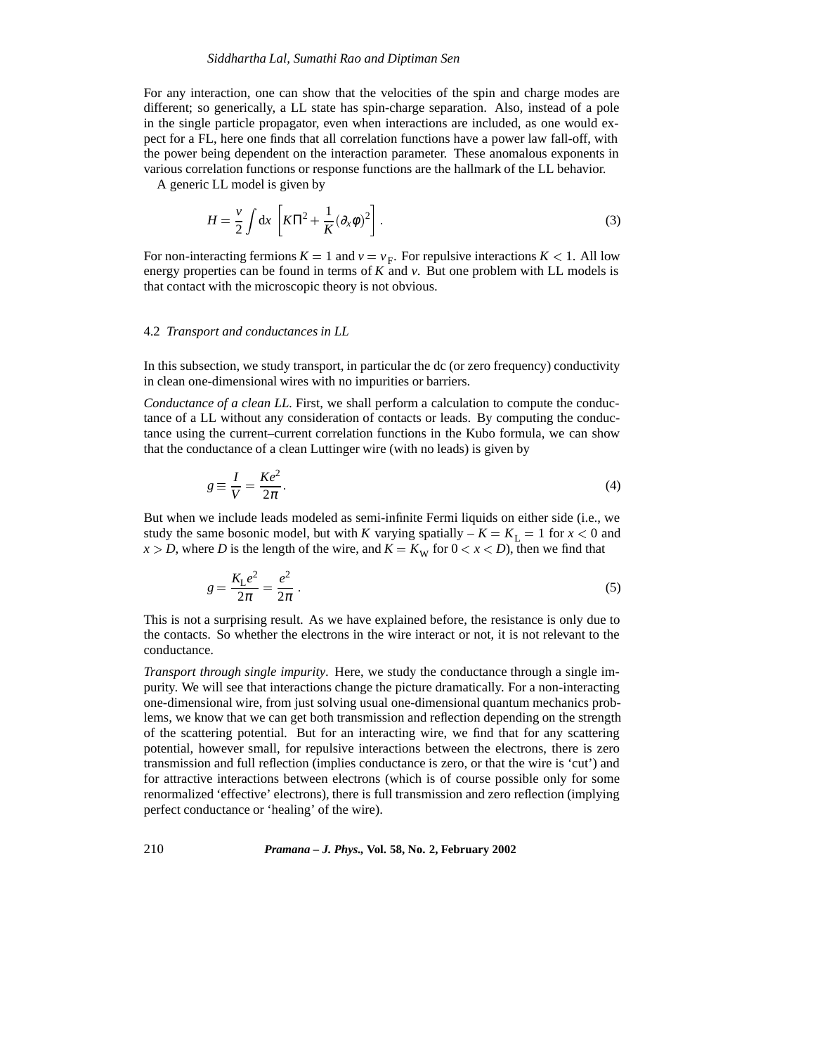For any interaction, one can show that the velocities of the spin and charge modes are different; so generically, a LL state has spin-charge separation. Also, instead of a pole in the single particle propagator, even when interactions are included, as one would expect for a FL, here one finds that all correlation functions have a power law fall-off, with the power being dependent on the interaction parameter. These anomalous exponents in various correlation functions or response functions are the hallmark of the LL behavior.

A generic LL model is given by

$$H = \frac{v}{2} \int \mathrm{d}x \left[ K \Pi^2 + \frac{1}{K} (\partial_x \phi)^2 \right]. \tag{3}$$

For non-interacting fermions $K = 1$ and $v = v_{\mathrm{F}}$. For repulsive interactions $K < 1$. All low energy properties can be found in terms of $K$ and $v$. But one problem with LL models is that contact with the microscopic theory is not obvious.

### 4.2 *Transport and conductances in LL*

In this subsection, we study transport, in particular the dc (or zero frequency) conductivity in clean one-dimensional wires with no impurities or barriers.

*Conductance of a clean LL.* First, we shall perform a calculation to compute the conductance of a LL without any consideration of contacts or leads. By computing the conductance using the current–current correlation functions in the Kubo formula, we can show that the conductance of a clean Luttinger wire (with no leads) is given by

$$g \equiv \frac{I}{V} = \frac{K e^2}{2\pi}. \tag{4}$$

But when we include leads modeled as semi-infinite Fermi liquids on either side (i.e., we study the same bosonic model, but with $K$ varying spatially – $K = K_{\mathrm{L}} = 1$ for $x < 0$ and $x > D$, where $D$ is the length of the wire, and $K = K_{\mathrm{W}}$ for $0 < x < D$), then we find that

$$g = \frac{K_{\mathrm{L}} e^2}{2\pi} = \frac{e^2}{2\pi}. \tag{5}$$

This is not a surprising result. As we have explained before, the resistance is only due to the contacts. So whether the electrons in the wire interact or not, it is not relevant to the conductance.

*Transport through single impurity*. Here, we study the conductance through a single impurity. We will see that interactions change the picture dramatically. For a non-interacting one-dimensional wire, from just solving usual one-dimensional quantum mechanics problems, we know that we can get both transmission and reflection depending on the strength of the scattering potential. But for an interacting wire, we find that for any scattering potential, however small, for repulsive interactions between the electrons, there is zero transmission and full reflection (implies conductance is zero, or that the wire is 'cut') and for attractive interactions between electrons (which is of course possible only for some renormalized 'effective' electrons), there is full transmission and zero reflection (implying perfect conductance or 'healing' of the wire).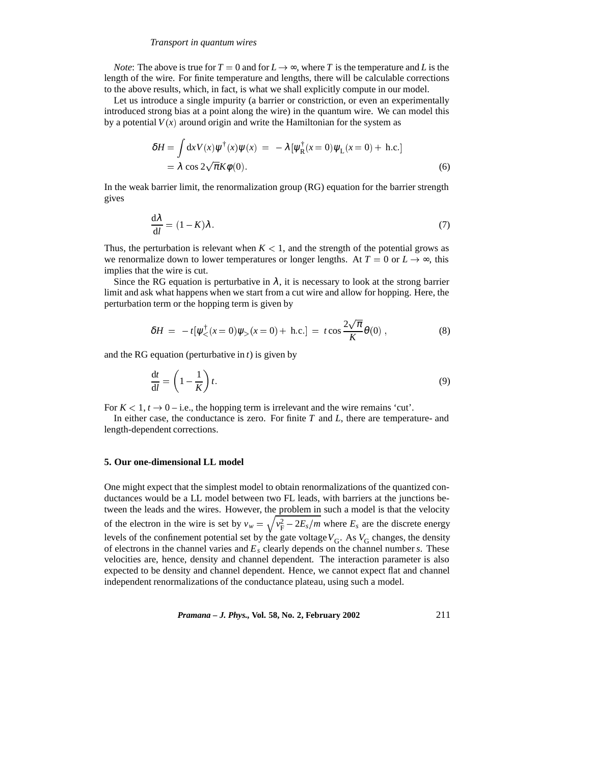*Note*: The above is true for $T = 0$ and for $L \to \infty$, where $T$ is the temperature and $L$ is the length of the wire. For finite temperature and lengths, there will be calculable corrections to the above results, which, in fact, is what we shall explicitly compute in our model.

Let us introduce a single impurity (a barrier or constriction, or even an experimentally introduced strong bias at a point along the wire) in the quantum wire. We can model this by a potential $V(x)$ around origin and write the Hamiltonian for the system as

$$\begin{aligned}\delta H &= \int \mathrm{d}x\, V(x)\psi^\dagger(x)\psi(x) \;=\; -\lambda[\psi_{\mathrm{R}}^\dagger(x=0)\psi_{\mathrm{L}}(x=0) + \text{ h.c.}] \\ &= \lambda \cos 2\sqrt{\pi}K\phi(0).\end{aligned} \tag{6}$$

In the weak barrier limit, the renormalization group (RG) equation for the barrier strength gives

$$\frac{\mathrm{d}\lambda}{\mathrm{d}l} = (1-K)\lambda. \tag{7}$$

Thus, the perturbation is relevant when $K < 1$, and the strength of the potential grows as we renormalize down to lower temperatures or longer lengths. At $T = 0$ or $L \to \infty$, this implies that the wire is cut.

Since the RG equation is perturbative in $\lambda$, it is necessary to look at the strong barrier limit and ask what happens when we start from a cut wire and allow for hopping. Here, the perturbation term or the hopping term is given by

$$\delta H \;=\; -t[\psi_<^\dagger(x=0)\psi_>(x=0) + \text{ h.c.}] \;=\; t\cos\frac{2\sqrt{\pi}}{K}\theta(0)\;, \tag{8}$$

and the RG equation (perturbative in $t$) is given by

$$\frac{\mathrm{d}t}{\mathrm{d}l} = \left(1 - \frac{1}{K}\right)t. \tag{9}$$

For $K < 1$, $t \to 0$ – i.e., the hopping term is irrelevant and the wire remains 'cut'.

In either case, the conductance is zero. For finite $T$ and $L$, there are temperature- and length-dependent corrections.

## 5. Our one-dimensional LL model

One might expect that the simplest model to obtain renormalizations of the quantized conductances would be a LL model between two FL leads, with barriers at the junctions between the leads and the wires. However, the problem in such a model is that the velocity of the electron in the wire is set by $v_w = \sqrt{v_{\mathrm{F}}^2 - 2E_s/m}$ where $E_s$ are the discrete energy levels of the confinement potential set by the gate voltage $V_{\mathrm{G}}$. As $V_{\mathrm{G}}$ changes, the density of electrons in the channel varies and $E_s$ clearly depends on the channel number $s$. These velocities are, hence, density and channel dependent. The interaction parameter is also expected to be density and channel dependent. Hence, we cannot expect flat and channel independent renormalizations of the conductance plateau, using such a model.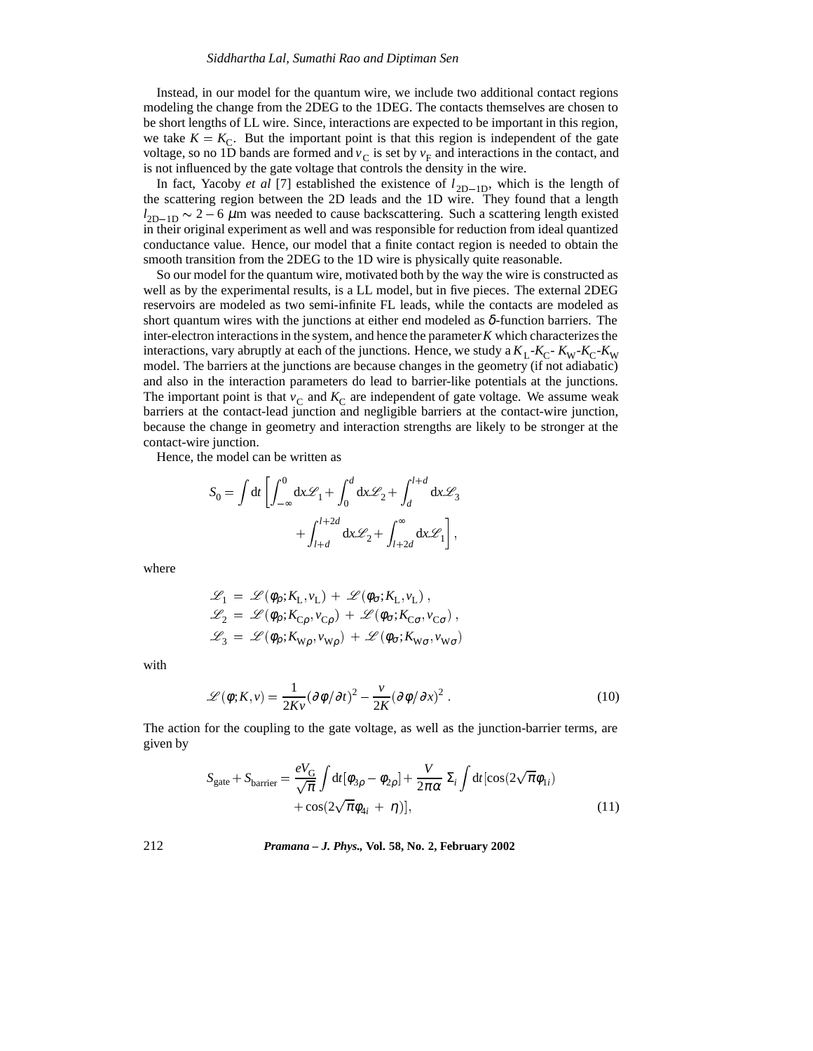Instead, in our model for the quantum wire, we include two additional contact regions modeling the change from the 2DEG to the 1DEG. The contacts themselves are chosen to be short lengths of LL wire. Since, interactions are expected to be important in this region, we take $K = K_{\rm C}$. But the important point is that this region is independent of the gate voltage, so no 1D bands are formed and $v_{\rm C}$ is set by $v_{\rm F}$ and interactions in the contact, and is not influenced by the gate voltage that controls the density in the wire.

In fact, Yacoby *et al* [7] established the existence of $l_{\rm 2D-1D}$, which is the length of the scattering region between the 2D leads and the 1D wire. They found that a length $l_{\rm 2D-1D} \sim 2-6$ $\mu$m was needed to cause backscattering. Such a scattering length existed in their original experiment as well and was responsible for reduction from ideal quantized conductance value. Hence, our model that a finite contact region is needed to obtain the smooth transition from the 2DEG to the 1D wire is physically quite reasonable.

So our model for the quantum wire, motivated both by the way the wire is constructed as well as by the experimental results, is a LL model, but in five pieces. The external 2DEG reservoirs are modeled as two semi-infinite FL leads, while the contacts are modeled as short quantum wires with the junctions at either end modeled as $\delta$-function barriers. The inter-electron interactions in the system, and hence the parameter $K$ which characterizes the interactions, vary abruptly at each of the junctions. Hence, we study a $K_{\rm L}$-$K_{\rm C}$- $K_{\rm W}$-$K_{\rm C}$-$K_{\rm W}$ model. The barriers at the junctions are because changes in the geometry (if not adiabatic) and also in the interaction parameters do lead to barrier-like potentials at the junctions. The important point is that $v_{\rm C}$ and $K_{\rm C}$ are independent of gate voltage. We assume weak barriers at the contact-lead junction and negligible barriers at the contact-wire junction, because the change in geometry and interaction strengths are likely to be stronger at the contact-wire junction.

Hence, the model can be written as

$$S_0 = \int {\rm d}t \left[ \int_{-\infty}^{0} {\rm d}x \mathscr{L}_1 + \int_0^d {\rm d}x \mathscr{L}_2 + \int_d^{l+d} {\rm d}x \mathscr{L}_3 + \int_{l+d}^{l+2d} {\rm d}x \mathscr{L}_2 + \int_{l+2d}^{\infty} {\rm d}x \mathscr{L}_1 \right],$$

where

$$\begin{aligned}
\mathscr{L}_1 &= \mathscr{L}(\phi_\rho; K_{\rm L}, v_{\rm L}) + \mathscr{L}(\phi_\sigma; K_{\rm L}, v_{\rm L}), \\
\mathscr{L}_2 &= \mathscr{L}(\phi_\rho; K_{{\rm C}\rho}, v_{{\rm C}\rho}) + \mathscr{L}(\phi_\sigma; K_{{\rm C}\sigma}, v_{{\rm C}\sigma}), \\
\mathscr{L}_3 &= \mathscr{L}(\phi_\rho; K_{{\rm W}\rho}, v_{{\rm W}\rho}) + \mathscr{L}(\phi_\sigma; K_{{\rm W}\sigma}, v_{{\rm W}\sigma})
\end{aligned}$$

with

$$\mathscr{L}(\phi; K, v) = \frac{1}{2Kv} (\partial \phi / \partial t)^2 - \frac{v}{2K} (\partial \phi / \partial x)^2 . \tag{10}$$

The action for the coupling to the gate voltage, as well as the junction-barrier terms, are given by

$$S_{\rm gate} + S_{\rm barrier} = \frac{eV_{\rm G}}{\sqrt{\pi}} \int {\rm d}t [\phi_{3\rho} - \phi_{2\rho}] + \frac{V}{2\pi\alpha} \Sigma_i \int {\rm d}t [\cos(2\sqrt{\pi}\phi_{1i}) + \cos(2\sqrt{\pi}\phi_{4i} + \eta)], \tag{11}$$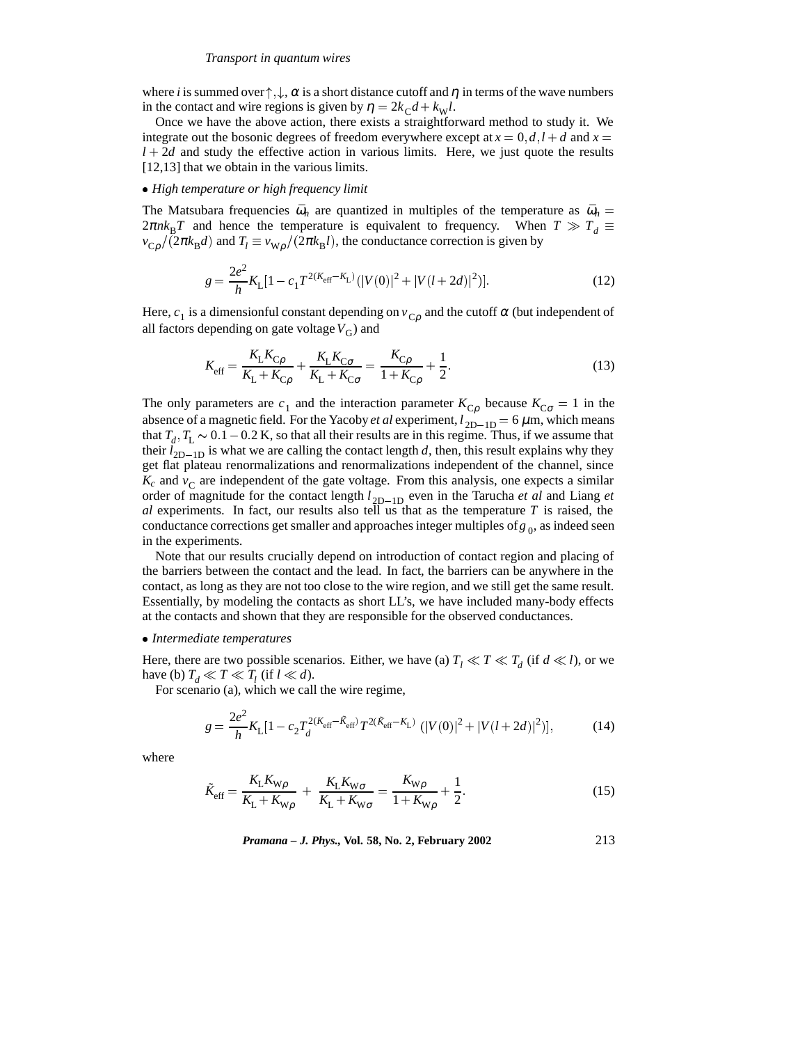where $i$ is summed over $\uparrow, \downarrow$, $\alpha$ is a short distance cutoff and $\eta$ in terms of the wave numbers in the contact and wire regions is given by $\eta = 2k_{\mathrm{C}}d + k_{\mathrm{W}}l$.

Once we have the above action, there exists a straightforward method to study it. We integrate out the bosonic degrees of freedom everywhere except at $x = 0, d, l+d$ and $x = l+2d$ and study the effective action in various limits. Here, we just quote the results [12,13] that we obtain in the various limits.

- *High temperature or high frequency limit*

The Matsubara frequencies $\bar{\omega}_n$ are quantized in multiples of the temperature as $\bar{\omega}_n = 2\pi n k_{\mathrm{B}} T$ and hence the temperature is equivalent to frequency. When $T \gg T_d \equiv v_{\mathrm{C}\rho}/(2\pi k_{\mathrm{B}} d)$ and $T_l \equiv v_{\mathrm{W}\rho}/(2\pi k_{\mathrm{B}} l)$, the conductance correction is given by

$$g = \frac{2e^2}{h} K_{\mathrm{L}} [1 - c_1 T^{2(K_{\mathrm{eff}} - K_{\mathrm{L}})} (|V(0)|^2 + |V(l+2d)|^2)]. \tag{12}$$

Here, $c_1$ is a dimensionful constant depending on $v_{\mathrm{C}\rho}$ and the cutoff $\alpha$ (but independent of all factors depending on gate voltage $V_{\mathrm{G}}$) and

$$K_{\mathrm{eff}} = \frac{K_{\mathrm{L}} K_{\mathrm{C}\rho}}{K_{\mathrm{L}} + K_{\mathrm{C}\rho}} + \frac{K_{\mathrm{L}} K_{\mathrm{C}\sigma}}{K_{\mathrm{L}} + K_{\mathrm{C}\sigma}} = \frac{K_{\mathrm{C}\rho}}{1 + K_{\mathrm{C}\rho}} + \frac{1}{2}. \tag{13}$$

The only parameters are $c_1$ and the interaction parameter $K_{\mathrm{C}\rho}$ because $K_{\mathrm{C}\sigma} = 1$ in the absence of a magnetic field. For the Yacoby *et al* experiment, $l_{\mathrm{2D-1D}} = 6\ \mu$m, which means that $T_d, T_{\mathrm{L}} \sim 0.1 - 0.2$ K, so that all their results are in this regime. Thus, if we assume that their $l_{\mathrm{2D-1D}}$ is what we are calling the contact length $d$, then, this result explains why they get flat plateau renormalizations and renormalizations independent of the channel, since $K_c$ and $v_{\mathrm{C}}$ are independent of the gate voltage. From this analysis, one expects a similar order of magnitude for the contact length $l_{\mathrm{2D-1D}}$ even in the Tarucha *et al* and Liang *et al* experiments. In fact, our results also tell us that as the temperature $T$ is raised, the conductance corrections get smaller and approaches integer multiples of $g_0$, as indeed seen in the experiments.

Note that our results crucially depend on introduction of contact region and placing of the barriers between the contact and the lead. In fact, the barriers can be anywhere in the contact, as long as they are not too close to the wire region, and we still get the same result. Essentially, by modeling the contacts as short LL's, we have included many-body effects at the contacts and shown that they are responsible for the observed conductances.

- *Intermediate temperatures*

Here, there are two possible scenarios. Either, we have (a) $T_l \ll T \ll T_d$ (if $d \ll l$), or we have (b) $T_d \ll T \ll T_l$ (if $l \ll d$).

For scenario (a), which we call the wire regime,

$$g = \frac{2e^2}{h} K_{\mathrm{L}} [1 - c_2 T_d^{2(K_{\mathrm{eff}} - \tilde{K}_{\mathrm{eff}})} T^{2(\tilde{K}_{\mathrm{eff}} - K_{\mathrm{L}})} (|V(0)|^2 + |V(l+2d)|^2)], \tag{14}$$

where

$$\tilde{K}_{\mathrm{eff}} = \frac{K_{\mathrm{L}} K_{\mathrm{W}\rho}}{K_{\mathrm{L}} + K_{\mathrm{W}\rho}} + \frac{K_{\mathrm{L}} K_{\mathrm{W}\sigma}}{K_{\mathrm{L}} + K_{\mathrm{W}\sigma}} = \frac{K_{\mathrm{W}\rho}}{1 + K_{\mathrm{W}\rho}} + \frac{1}{2}. \tag{15}$$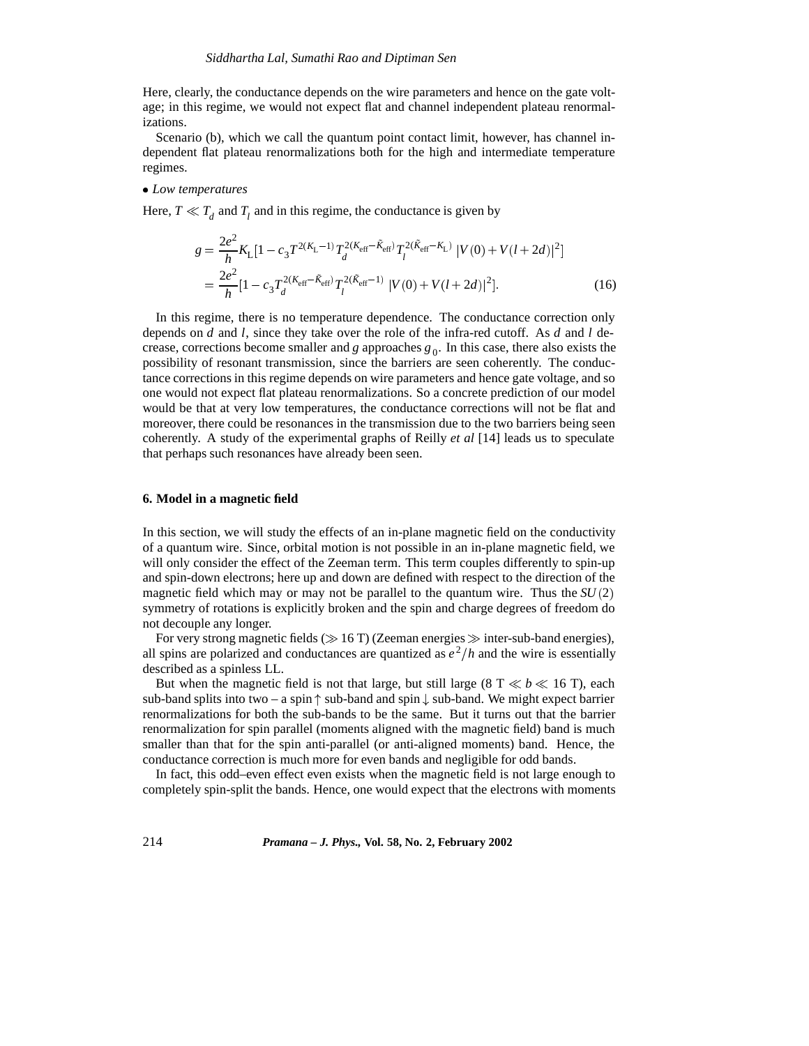Here, clearly, the conductance depends on the wire parameters and hence on the gate voltage; in this regime, we would not expect flat and channel independent plateau renormalizations.

Scenario (b), which we call the quantum point contact limit, however, has channel independent flat plateau renormalizations both for the high and intermediate temperature regimes.

- *Low temperatures*

Here, $T \ll T_d$ and $T_l$ and in this regime, the conductance is given by

$$
\begin{aligned}
g &= \frac{2e^2}{h} K_{\mathrm{L}} [1 - c_3 T^{2(K_{\mathrm{L}}-1)} T_d^{2(K_{\mathrm{eff}} - \tilde{K}_{\mathrm{eff}})} T_l^{2(\tilde{K}_{\mathrm{eff}} - K_{\mathrm{L}})} \, |V(0) + V(l+2d)|^2] \\
&= \frac{2e^2}{h} [1 - c_3 T_d^{2(K_{\mathrm{eff}} - \tilde{K}_{\mathrm{eff}})} T_l^{2(\tilde{K}_{\mathrm{eff}} - 1)} \, |V(0) + V(l+2d)|^2]. \qquad (16)
\end{aligned}
$$

In this regime, there is no temperature dependence. The conductance correction only depends on $d$ and $l$, since they take over the role of the infra-red cutoff. As $d$ and $l$ decrease, corrections become smaller and $g$ approaches $g_0$. In this case, there also exists the possibility of resonant transmission, since the barriers are seen coherently. The conductance corrections in this regime depends on wire parameters and hence gate voltage, and so one would not expect flat plateau renormalizations. So a concrete prediction of our model would be that at very low temperatures, the conductance corrections will not be flat and moreover, there could be resonances in the transmission due to the two barriers being seen coherently. A study of the experimental graphs of Reilly *et al* [14] leads us to speculate that perhaps such resonances have already been seen.

## 6. Model in a magnetic field

In this section, we will study the effects of an in-plane magnetic field on the conductivity of a quantum wire. Since, orbital motion is not possible in an in-plane magnetic field, we will only consider the effect of the Zeeman term. This term couples differently to spin-up and spin-down electrons; here up and down are defined with respect to the direction of the magnetic field which may or may not be parallel to the quantum wire. Thus the $SU(2)$ symmetry of rotations is explicitly broken and the spin and charge degrees of freedom do not decouple any longer.

For very strong magnetic fields ($\gg 16$ T) (Zeeman energies $\gg$ inter-sub-band energies), all spins are polarized and conductances are quantized as $e^2/h$ and the wire is essentially described as a spinless LL.

But when the magnetic field is not that large, but still large ($8 \text{ T} \ll b \ll 16$ T), each sub-band splits into two – a spin $\uparrow$ sub-band and spin $\downarrow$ sub-band. We might expect barrier renormalizations for both the sub-bands to be the same. But it turns out that the barrier renormalization for spin parallel (moments aligned with the magnetic field) band is much smaller than that for the spin anti-parallel (or anti-aligned moments) band. Hence, the conductance correction is much more for even bands and negligible for odd bands.

In fact, this odd–even effect even exists when the magnetic field is not large enough to completely spin-split the bands. Hence, one would expect that the electrons with moments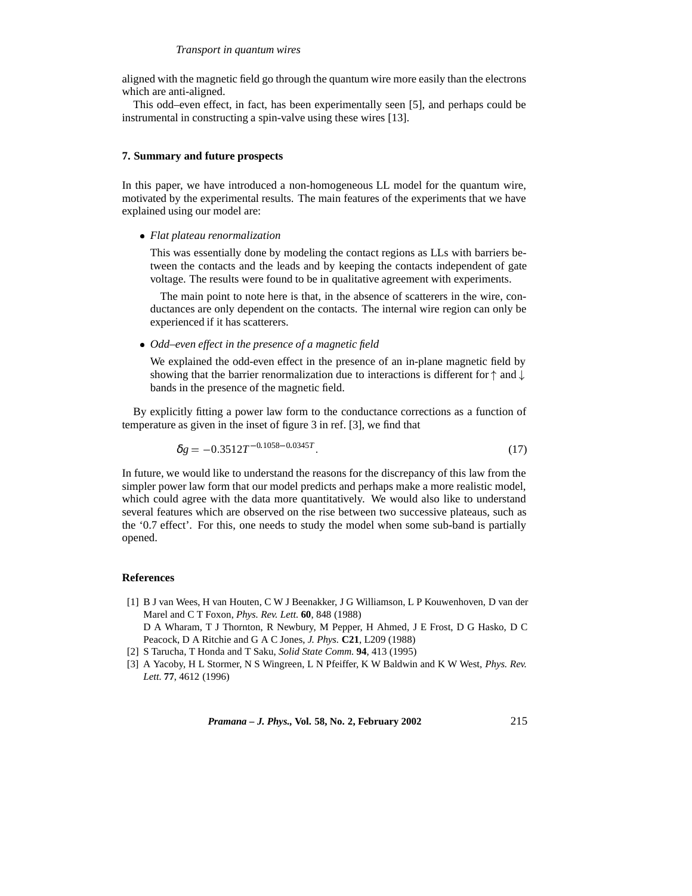aligned with the magnetic field go through the quantum wire more easily than the electrons which are anti-aligned.

This odd–even effect, in fact, has been experimentally seen [5], and perhaps could be instrumental in constructing a spin-valve using these wires [13].

## 7. Summary and future prospects

In this paper, we have introduced a non-homogeneous LL model for the quantum wire, motivated by the experimental results. The main features of the experiments that we have explained using our model are:

- *Flat plateau renormalization*

  This was essentially done by modeling the contact regions as LLs with barriers between the contacts and the leads and by keeping the contacts independent of gate voltage. The results were found to be in qualitative agreement with experiments.

  The main point to note here is that, in the absence of scatterers in the wire, conductances are only dependent on the contacts. The internal wire region can only be experienced if it has scatterers.

- *Odd–even effect in the presence of a magnetic field*

  We explained the odd-even effect in the presence of an in-plane magnetic field by showing that the barrier renormalization due to interactions is different for $\uparrow$ and $\downarrow$ bands in the presence of the magnetic field.

By explicitly fitting a power law form to the conductance corrections as a function of temperature as given in the inset of figure 3 in ref. [3], we find that

$$\delta g = -0.3512 T^{-0.1058-0.0345T}. \tag{17}$$

In future, we would like to understand the reasons for the discrepancy of this law from the simpler power law form that our model predicts and perhaps make a more realistic model, which could agree with the data more quantitatively. We would also like to understand several features which are observed on the rise between two successive plateaus, such as the '0.7 effect'. For this, one needs to study the model when some sub-band is partially opened.

## References

[1] B J van Wees, H van Houten, C W J Beenakker, J G Williamson, L P Kouwenhoven, D van der Marel and C T Foxon, *Phys. Rev. Lett.* **60**, 848 (1988)
D A Wharam, T J Thornton, R Newbury, M Pepper, H Ahmed, J E Frost, D G Hasko, D C Peacock, D A Ritchie and G A C Jones, *J. Phys.* **C21**, L209 (1988)

[2] S Tarucha, T Honda and T Saku, *Solid State Comm.* **94**, 413 (1995)

[3] A Yacoby, H L Stormer, N S Wingreen, L N Pfeiffer, K W Baldwin and K W West, *Phys. Rev. Lett.* **77**, 4612 (1996)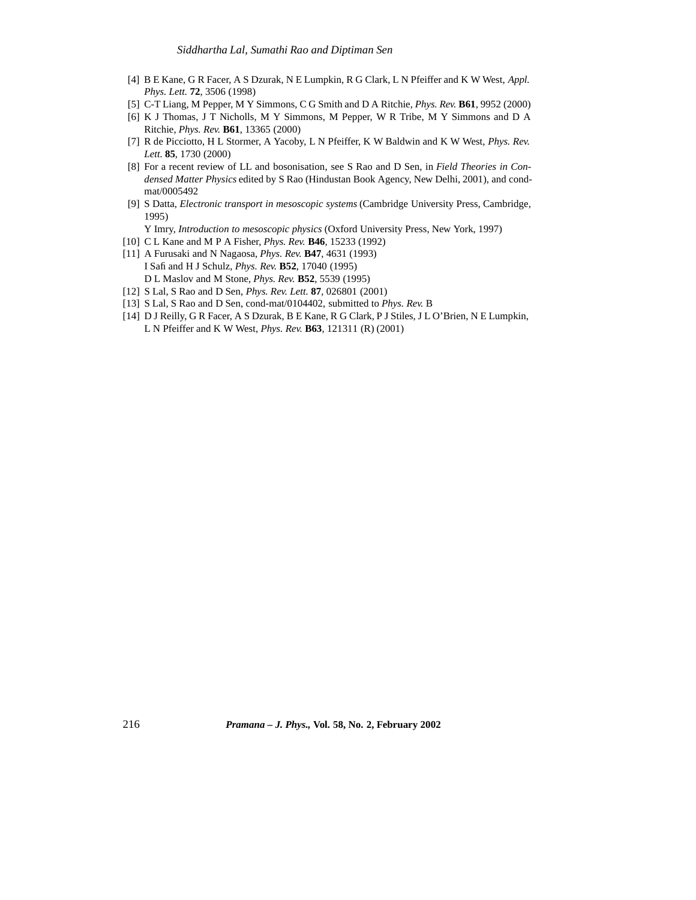[4] B E Kane, G R Facer, A S Dzurak, N E Lumpkin, R G Clark, L N Pfeiffer and K W West, *Appl. Phys. Lett.* **72**, 3506 (1998)

[5] C-T Liang, M Pepper, M Y Simmons, C G Smith and D A Ritchie, *Phys. Rev.* **B61**, 9952 (2000)

[6] K J Thomas, J T Nicholls, M Y Simmons, M Pepper, W R Tribe, M Y Simmons and D A Ritchie, *Phys. Rev.* **B61**, 13365 (2000)

[7] R de Picciotto, H L Stormer, A Yacoby, L N Pfeiffer, K W Baldwin and K W West, *Phys. Rev. Lett.* **85**, 1730 (2000)

[8] For a recent review of LL and bosonisation, see S Rao and D Sen, in *Field Theories in Condensed Matter Physics* edited by S Rao (Hindustan Book Agency, New Delhi, 2001), and cond-mat/0005492

[9] S Datta, *Electronic transport in mesoscopic systems* (Cambridge University Press, Cambridge, 1995)
Y Imry, *Introduction to mesoscopic physics* (Oxford University Press, New York, 1997)

[10] C L Kane and M P A Fisher, *Phys. Rev.* **B46**, 15233 (1992)

[11] A Furusaki and N Nagaosa, *Phys. Rev.* **B47**, 4631 (1993)
I Safi and H J Schulz, *Phys. Rev.* **B52**, 17040 (1995)
D L Maslov and M Stone, *Phys. Rev.* **B52**, 5539 (1995)

[12] S Lal, S Rao and D Sen, *Phys. Rev. Lett.* **87**, 026801 (2001)

[13] S Lal, S Rao and D Sen, cond-mat/0104402, submitted to *Phys. Rev.* B

[14] D J Reilly, G R Facer, A S Dzurak, B E Kane, R G Clark, P J Stiles, J L O'Brien, N E Lumpkin, L N Pfeiffer and K W West, *Phys. Rev.* **B63**, 121311 (R) (2001)